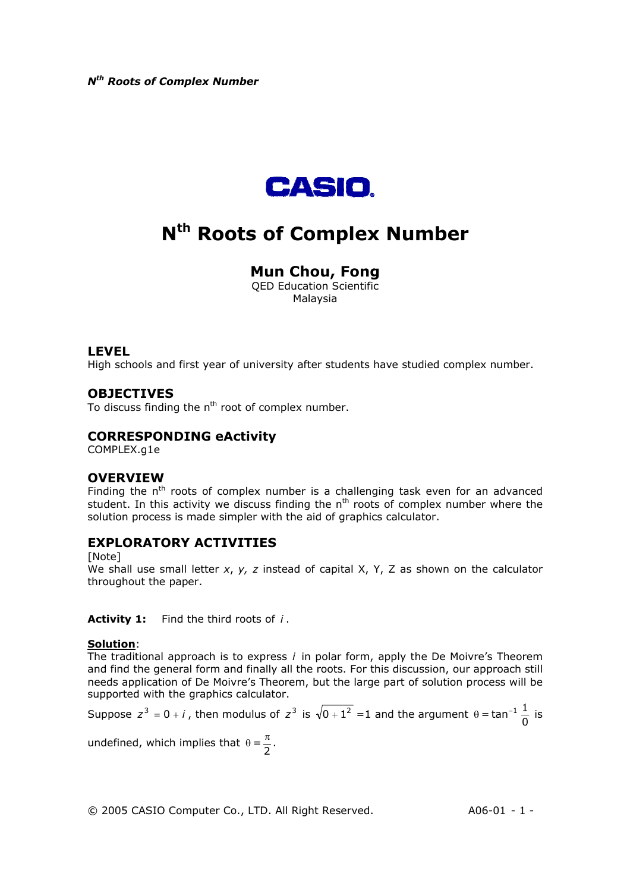# $N^{th}$ Roots of Complex Number

## Mun Chou, Fong

QED Education Scientific
Malaysia

### LEVEL

High schools and first year of university after students have studied complex number.

### OBJECTIVES

To discuss finding the $n^{th}$ root of complex number.

### CORRESPONDING eActivity

COMPLEX.g1e

### OVERVIEW

Finding the $n^{th}$ roots of complex number is a challenging task even for an advanced student. In this activity we discuss finding the $n^{th}$ roots of complex number where the solution process is made simpler with the aid of graphics calculator.

### EXPLORATORY ACTIVITIES

[Note]
We shall use small letter *x*, *y, z* instead of capital X, Y, Z as shown on the calculator throughout the paper.

**Activity 1:** Find the third roots of $i$.

**Solution**:
The traditional approach is to express $i$ in polar form, apply the De Moivre's Theorem and find the general form and finally all the roots. For this discussion, our approach still needs application of De Moivre's Theorem, but the large part of solution process will be supported with the graphics calculator.

Suppose $z^3 = 0 + i$, then modulus of $z^3$ is $\sqrt{0+1^2} = 1$ and the argument $\theta = \tan^{-1}\frac{1}{0}$ is undefined, which implies that $\theta = \frac{\pi}{2}$.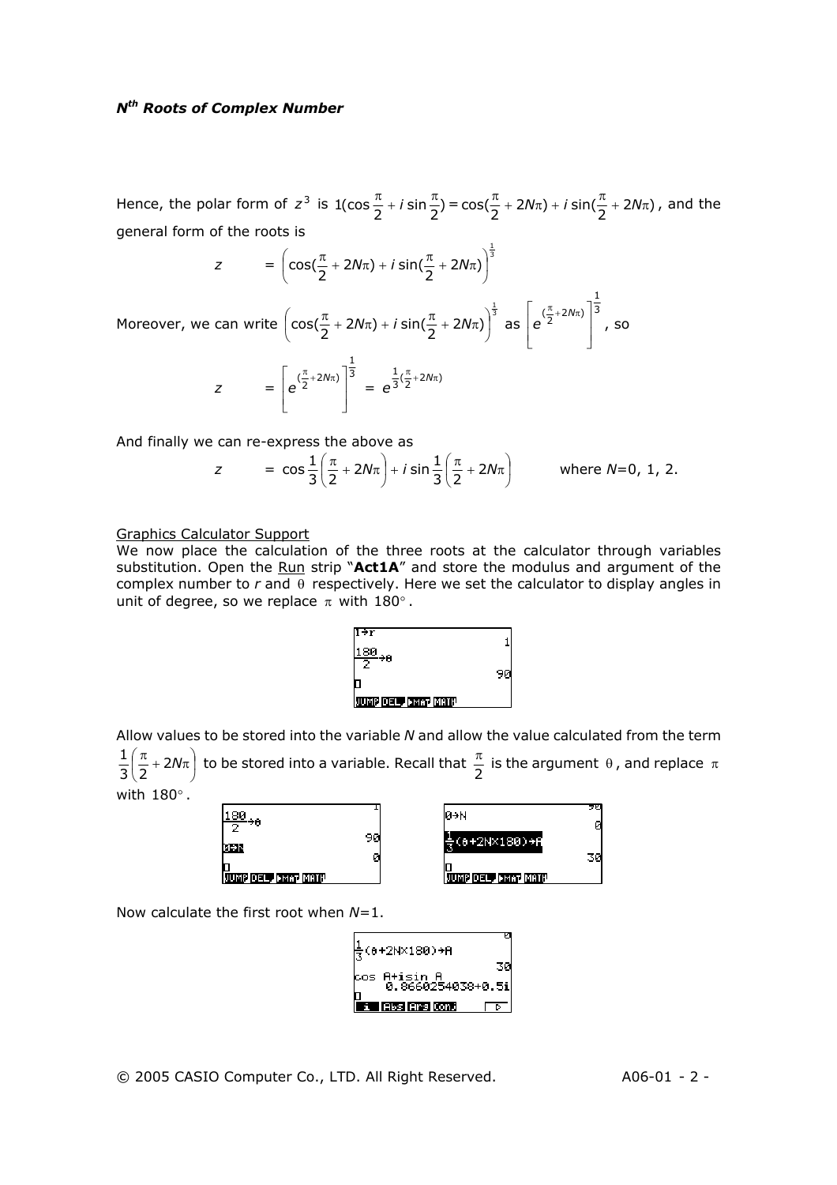### $N^{th}$ Roots of Complex Number

Hence, the polar form of $z^3$ is $1(\cos\frac{\pi}{2} + i\sin\frac{\pi}{2}) = \cos(\frac{\pi}{2} + 2N\pi) + i\sin(\frac{\pi}{2} + 2N\pi)$, and the general form of the roots is

$$z \quad = \left(\cos(\frac{\pi}{2} + 2N\pi) + i\sin(\frac{\pi}{2} + 2N\pi)\right)^{\frac{1}{3}}$$

Moreover, we can write $\left(\cos(\frac{\pi}{2} + 2N\pi) + i\sin(\frac{\pi}{2} + 2N\pi)\right)^{\frac{1}{3}}$ as $\left[e^{(\frac{\pi}{2}+2N\pi)}\right]^{\frac{1}{3}}$, so

$$z \quad = \left[e^{(\frac{\pi}{2}+2N\pi)}\right]^{\frac{1}{3}} = e^{\frac{1}{3}(\frac{\pi}{2}+2N\pi)}$$

And finally we can re-express the above as

$$z \quad = \cos\frac{1}{3}\left(\frac{\pi}{2} + 2N\pi\right) + i\sin\frac{1}{3}\left(\frac{\pi}{2} + 2N\pi\right) \qquad \text{where } N=0,\ 1,\ 2.$$

Graphics Calculator Support

We now place the calculation of the three roots at the calculator through variables substitution. Open the Run strip "**Act1A**" and store the modulus and argument of the complex number to $r$ and $\theta$ respectively. Here we set the calculator to display angles in unit of degree, so we replace $\pi$ with $180°$.

```
1→r
                         1
180
--- →θ
 2
                        90
```

Allow values to be stored into the variable $N$ and allow the value calculated from the term $\frac{1}{3}\left(\frac{\pi}{2} + 2N\pi\right)$ to be stored into a variable. Recall that $\frac{\pi}{2}$ is the argument $\theta$, and replace $\pi$ with $180°$.

```
180
--- →θ
 2
                        90
0→N
                         0
```

```
0→N
                         0
1
-(θ+2N×180)→A
3
                        30
```

Now calculate the first root when $N$=1.

```
1
-(θ+2N×180)→A
3
                        30
cos A+isin A
      0.8660254038+0.5i
```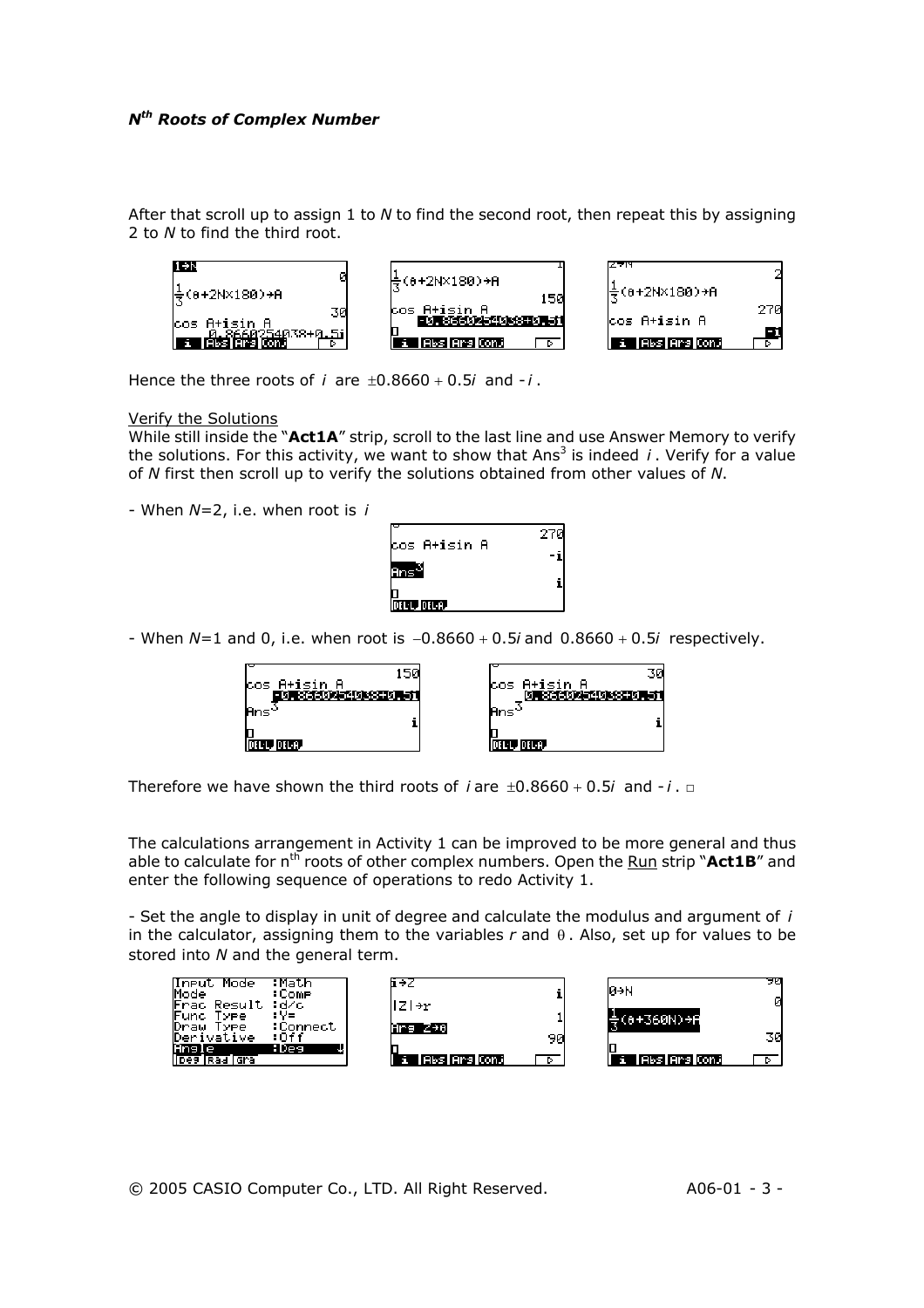After that scroll up to assign 1 to *N* to find the second root, then repeat this by assigning 2 to *N* to find the third root.

Hence the three roots of $i$ are $\pm 0.8660 + 0.5i$ and $-i$.

Verify the Solutions

While still inside the "**Act1A**" strip, scroll to the last line and use Answer Memory to verify the solutions. For this activity, we want to show that $\text{Ans}^3$ is indeed $i$. Verify for a value of *N* first then scroll up to verify the solutions obtained from other values of *N*.

- When *N*=2, i.e. when root is $i$

- When *N*=1 and 0, i.e. when root is $-0.8660 + 0.5i$ and $0.8660 + 0.5i$ respectively.

Therefore we have shown the third roots of $i$ are $\pm 0.8660 + 0.5i$ and $-i$. □

The calculations arrangement in Activity 1 can be improved to be more general and thus able to calculate for n[th] roots of other complex numbers. Open the Run strip "**Act1B**" and enter the following sequence of operations to redo Activity 1.

- Set the angle to display in unit of degree and calculate the modulus and argument of $i$ in the calculator, assigning them to the variables $r$ and $\theta$. Also, set up for values to be stored into *N* and the general term.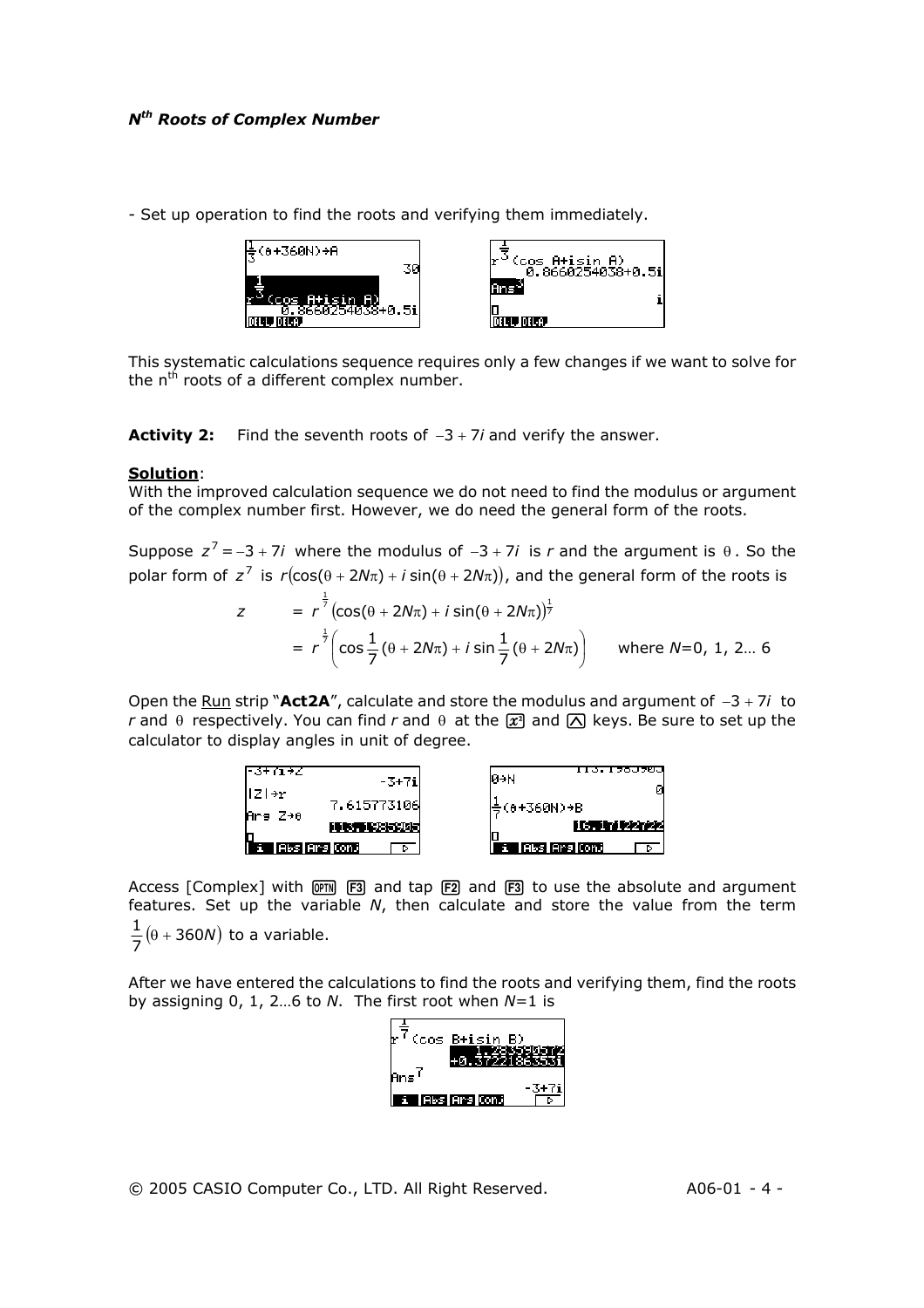- Set up operation to find the roots and verifying them immediately.

This systematic calculations sequence requires only a few changes if we want to solve for the $n^{th}$ roots of a different complex number.

**Activity 2:** Find the seventh roots of $-3+7i$ and verify the answer.

**Solution**:
With the improved calculation sequence we do not need to find the modulus or argument of the complex number first. However, we do need the general form of the roots.

Suppose $z^7 = -3+7i$ where the modulus of $-3+7i$ is *r* and the argument is $\theta$. So the polar form of $z^7$ is $r(\cos(\theta + 2N\pi) + i\sin(\theta + 2N\pi))$, and the general form of the roots is

$$
\begin{aligned}
z &= r^{\frac{1}{7}}\left(\cos(\theta + 2N\pi) + i\sin(\theta + 2N\pi)\right)^{\frac{1}{7}} \\
&= r^{\frac{1}{7}}\left(\cos\frac{1}{7}(\theta + 2N\pi) + i\sin\frac{1}{7}(\theta + 2N\pi)\right) \qquad \text{where } N=0, 1, 2\ldots 6
\end{aligned}
$$

Open the Run strip "**Act2A**", calculate and store the modulus and argument of $-3+7i$ to *r* and $\theta$ respectively. You can find *r* and $\theta$ at the [$x^2$] and [^] keys. Be sure to set up the calculator to display angles in unit of degree.

Access [Complex] with [OPTN] [F3] and tap [F2] and [F3] to use the absolute and argument features. Set up the variable *N*, then calculate and store the value from the term $\frac{1}{7}(\theta + 360N)$ to a variable.

After we have entered the calculations to find the roots and verifying them, find the roots by assigning 0, 1, 2…6 to *N*. The first root when *N*=1 is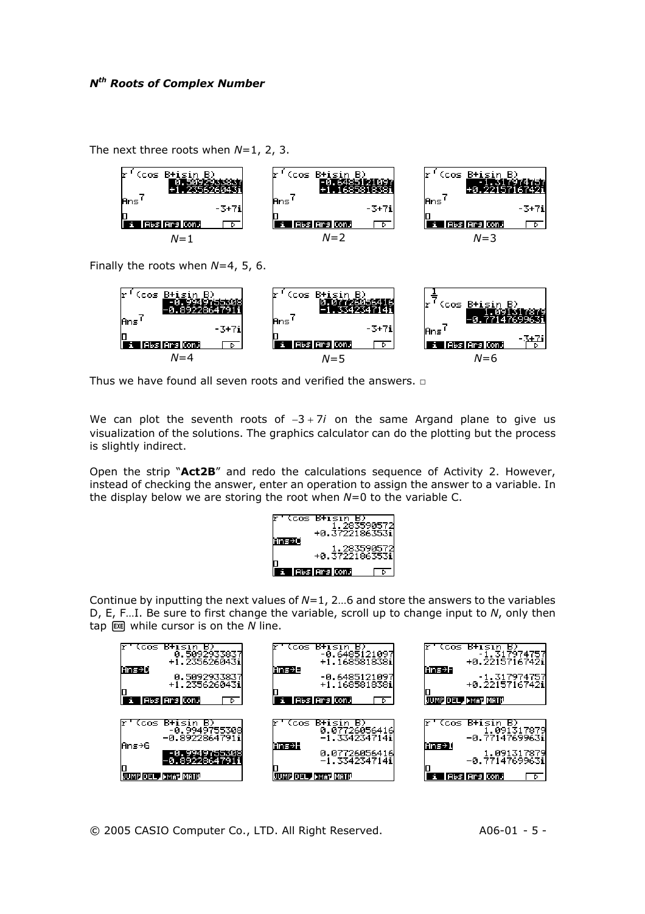The next three roots when $N$=1, 2, 3.

$N$=1 $N$=2 $N$=3

Finally the roots when $N$=4, 5, 6.

$N$=4 $N$=5 $N$=6

Thus we have found all seven roots and verified the answers. □

We can plot the seventh roots of $-3+7i$ on the same Argand plane to give us visualization of the solutions. The graphics calculator can do the plotting but the process is slightly indirect.

Open the strip "**Act2B**" and redo the calculations sequence of Activity 2. However, instead of checking the answer, enter an operation to assign the answer to a variable. In the display below we are storing the root when $N$=0 to the variable C.

Continue by inputting the next values of $N$=1, 2…6 and store the answers to the variables D, E, F…I. Be sure to first change the variable, scroll up to change input to $N$, only then tap EXE while cursor is on the $N$ line.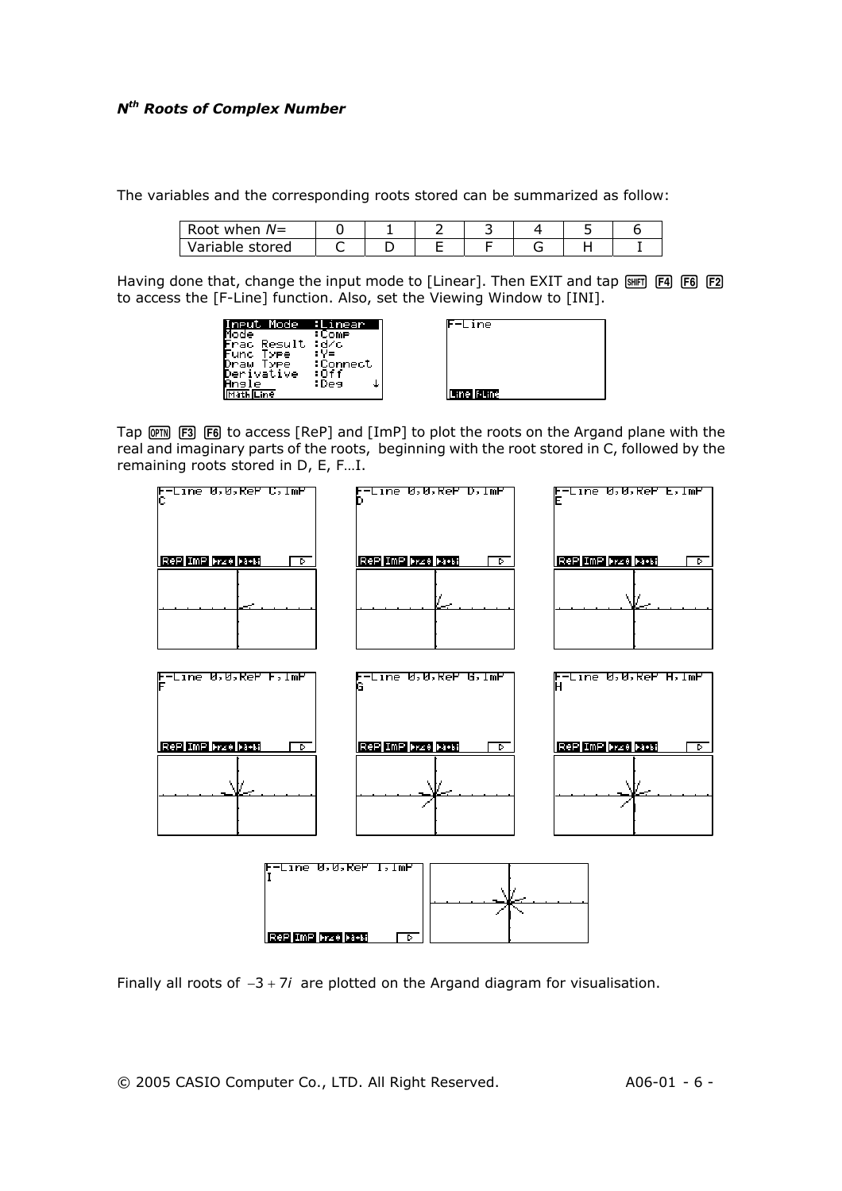***N*[th] *Roots of Complex Number***

The variables and the corresponding roots stored can be summarized as follow:

| Root when *N*= | 0 | 1 | 2 | 3 | 4 | 5 | 6 |
|---|---|---|---|---|---|---|---|
| Variable stored | C | D | E | F | G | H | I |

Having done that, change the input mode to [Linear]. Then EXIT and tap SHIFT F4 F6 F2 to access the [F-Line] function. Also, set the Viewing Window to [INI].

Tap OPTN F3 F6 to access [ReP] and [ImP] to plot the roots on the Argand plane with the real and imaginary parts of the roots, beginning with the root stored in C, followed by the remaining roots stored in D, E, F…I.

Finally all roots of $-3+7i$ are plotted on the Argand diagram for visualisation.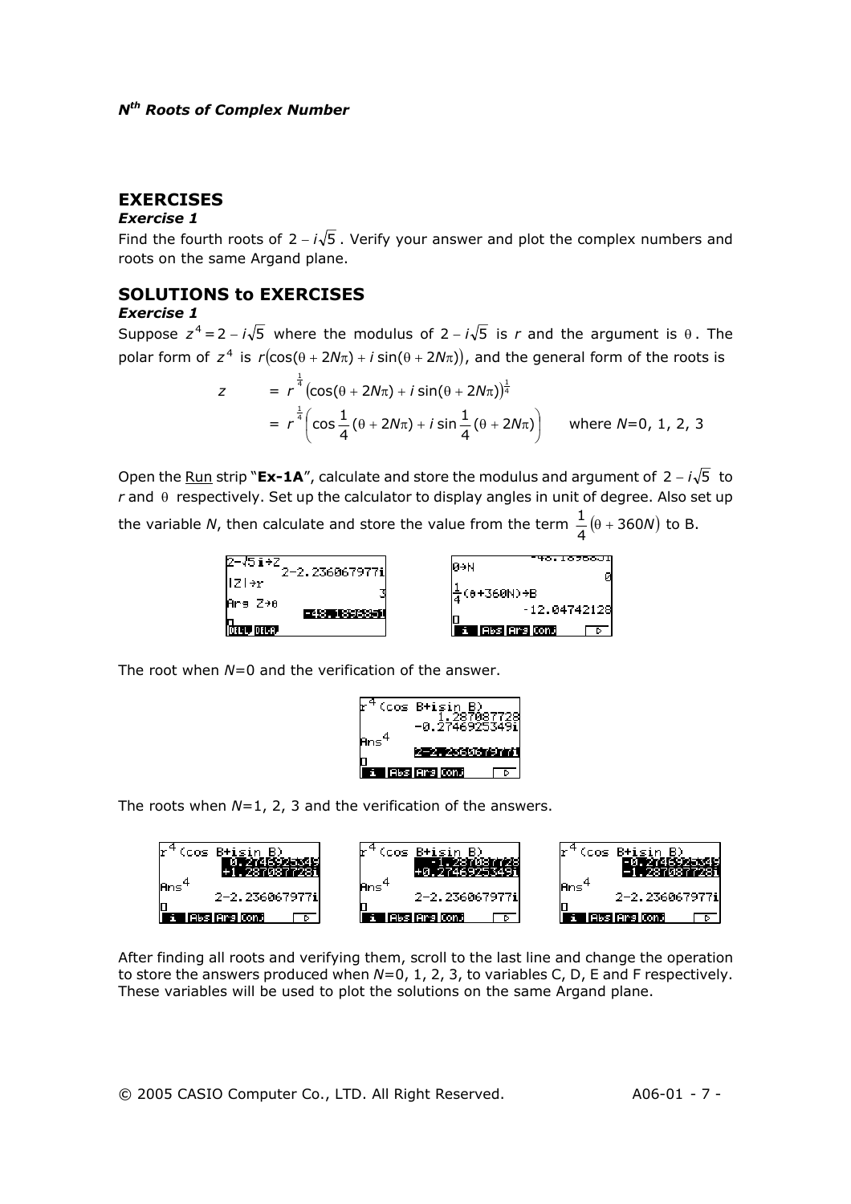*$N^{th}$ Roots of Complex Number*

## EXERCISES

### *Exercise 1*

Find the fourth roots of $2 - i\sqrt{5}$. Verify your answer and plot the complex numbers and roots on the same Argand plane.

## SOLUTIONS to EXERCISES

### *Exercise 1*

Suppose $z^4 = 2 - i\sqrt{5}$ where the modulus of $2 - i\sqrt{5}$ is $r$ and the argument is $\theta$. The polar form of $z^4$ is $r(\cos(\theta + 2N\pi) + i\sin(\theta + 2N\pi))$, and the general form of the roots is

$$
\begin{aligned}
z &= r^{\frac{1}{4}}(\cos(\theta + 2N\pi) + i\sin(\theta + 2N\pi))^{\frac{1}{4}} \\
&= r^{\frac{1}{4}}\left(\cos\frac{1}{4}(\theta + 2N\pi) + i\sin\frac{1}{4}(\theta + 2N\pi)\right) \qquad \text{where } N = 0, 1, 2, 3
\end{aligned}
$$

Open the Run strip "**Ex-1A**", calculate and store the modulus and argument of $2 - i\sqrt{5}$ to $r$ and $\theta$ respectively. Set up the calculator to display angles in unit of degree. Also set up the variable $N$, then calculate and store the value from the term $\frac{1}{4}(\theta + 360N)$ to B.

```
2-√5i→Z
        2-2.236067977i
|Z|→r
                     3
Arg Z→θ
          -48.18968511
```

```
0→N
                     0
1/4(θ+360N)→B
          -12.04742128
```

The root when $N$=0 and the verification of the answer.

```
r^(1/4)(cos B+isin B)
           1.287087728
         -0.2746925349i
Ans^4
        2-2.236067977i
```

The roots when $N$=1, 2, 3 and the verification of the answers.

```
r^(1/4)(cos B+isin B)
          0.2746925349
          +1.287087728i
Ans^4
        2-2.236067977i
```

```
r^(1/4)(cos B+isin B)
          -1.287087728
         +0.2746925349i
Ans^4
        2-2.236067977i
```

```
r^(1/4)(cos B+isin B)
         -0.2746925349
          -1.287087728i
Ans^4
        2-2.236067977i
```

After finding all roots and verifying them, scroll to the last line and change the operation to store the answers produced when $N$=0, 1, 2, 3, to variables C, D, E and F respectively. These variables will be used to plot the solutions on the same Argand plane.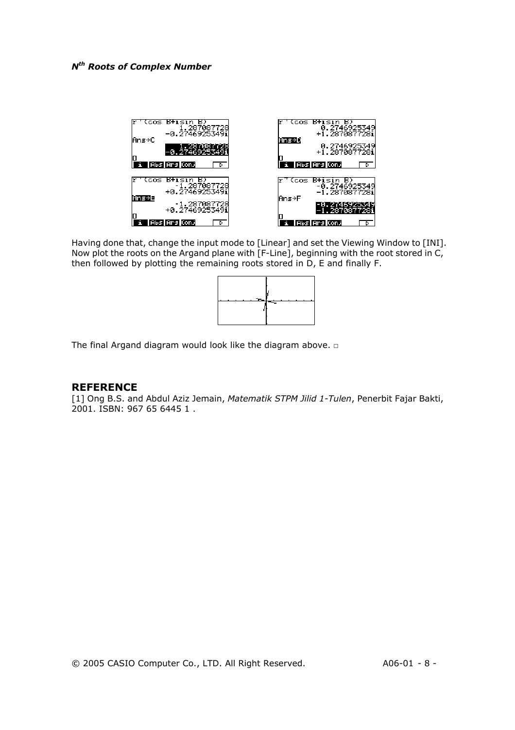Having done that, change the input mode to [Linear] and set the Viewing Window to [INI]. Now plot the roots on the Argand plane with [F-Line], beginning with the root stored in C, then followed by plotting the remaining roots stored in D, E and finally F.

The final Argand diagram would look like the diagram above. □

## REFERENCE

[1] Ong B.S. and Abdul Aziz Jemain, *Matematik STPM Jilid 1-Tulen*, Penerbit Fajar Bakti, 2001. ISBN: 967 65 6445 1 .

© 2005 CASIO Computer Co., LTD. All Right Reserved.